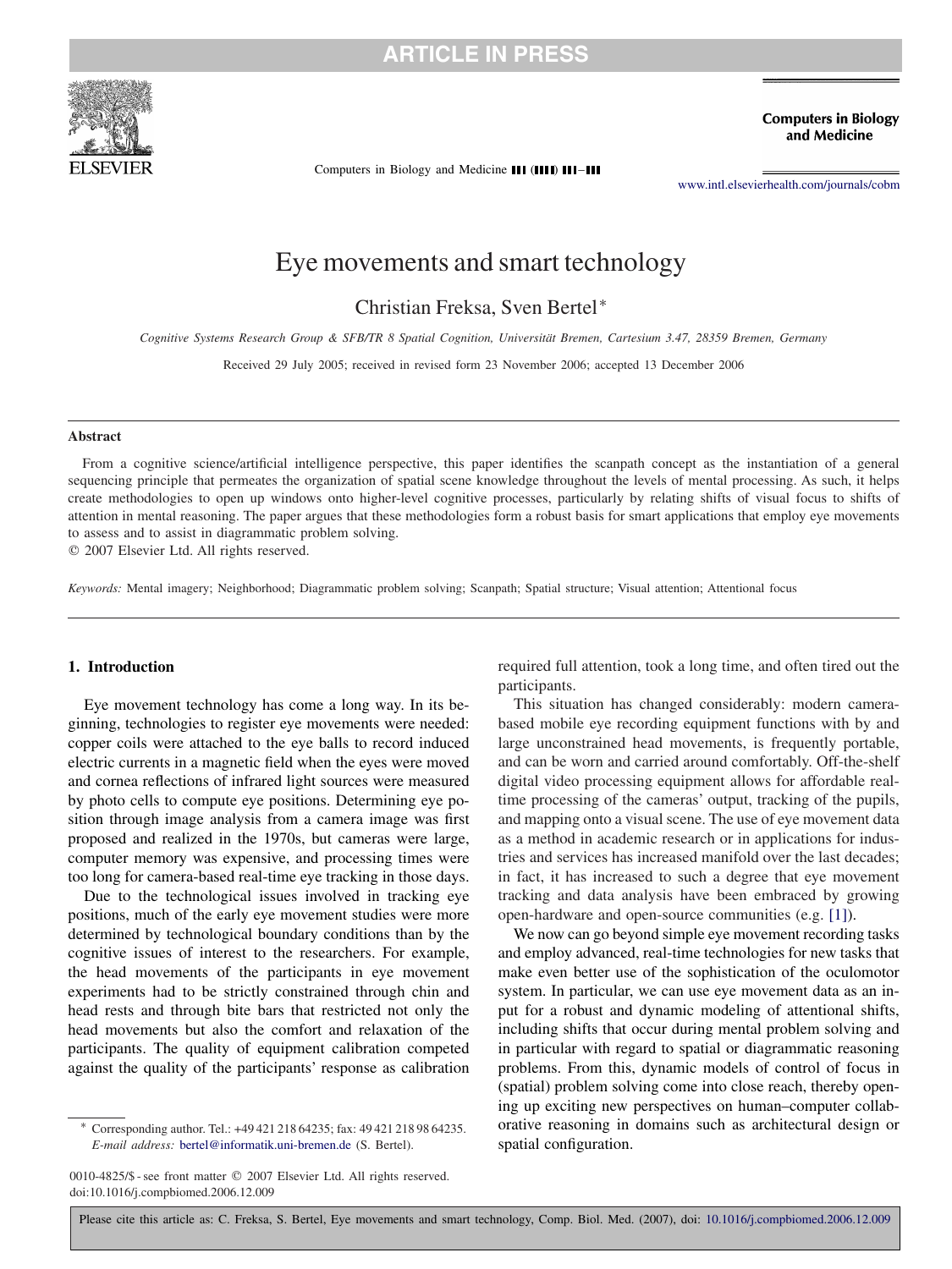# Eye movements and smart technology

Christian Freksa, Sven Bertel*

*Cognitive Systems Research Group & SFB/TR 8 Spatial Cognition, Universität Bremen, Cartesium 3.47, 28359 Bremen, Germany*

Received 29 July 2005; received in revised form 23 November 2006; accepted 13 December 2006

## Abstract

From a cognitive science/artificial intelligence perspective, this paper identifies the scanpath concept as the instantiation of a general sequencing principle that permeates the organization of spatial scene knowledge throughout the levels of mental processing. As such, it helps create methodologies to open up windows onto higher-level cognitive processes, particularly by relating shifts of visual focus to shifts of attention in mental reasoning. The paper argues that these methodologies form a robust basis for smart applications that employ eye movements to assess and to assist in diagrammatic problem solving.

© 2007 Elsevier Ltd. All rights reserved.

*Keywords:* Mental imagery; Neighborhood; Diagrammatic problem solving; Scanpath; Spatial structure; Visual attention; Attentional focus

## 1. Introduction

Eye movement technology has come a long way. In its beginning, technologies to register eye movements were needed: copper coils were attached to the eye balls to record induced electric currents in a magnetic field when the eyes were moved and cornea reflections of infrared light sources were measured by photo cells to compute eye positions. Determining eye position through image analysis from a camera image was first proposed and realized in the 1970s, but cameras were large, computer memory was expensive, and processing times were too long for camera-based real-time eye tracking in those days.

Due to the technological issues involved in tracking eye positions, much of the early eye movement studies were more determined by technological boundary conditions than by the cognitive issues of interest to the researchers. For example, the head movements of the participants in eye movement experiments had to be strictly constrained through chin and head rests and through bite bars that restricted not only the head movements but also the comfort and relaxation of the participants. The quality of equipment calibration competed against the quality of the participants' response as calibration required full attention, took a long time, and often tired out the participants.

This situation has changed considerably: modern camera-based mobile eye recording equipment functions with by and large unconstrained head movements, is frequently portable, and can be worn and carried around comfortably. Off-the-shelf digital video processing equipment allows for affordable real-time processing of the cameras' output, tracking of the pupils, and mapping onto a visual scene. The use of eye movement data as a method in academic research or in applications for industries and services has increased manifold over the last decades; in fact, it has increased to such a degree that eye movement tracking and data analysis have been embraced by growing open-hardware and open-source communities (e.g. [1]).

We now can go beyond simple eye movement recording tasks and employ advanced, real-time technologies for new tasks that make even better use of the sophistication of the oculomotor system. In particular, we can use eye movement data as an input for a robust and dynamic modeling of attentional shifts, including shifts that occur during mental problem solving and in particular with regard to spatial or diagrammatic reasoning problems. From this, dynamic models of control of focus in (spatial) problem solving come into close reach, thereby opening up exciting new perspectives on human–computer collaborative reasoning in domains such as architectural design or spatial configuration.

\* Corresponding author. Tel.: +49 421 218 64235; fax: 49 421 218 98 64235. *E-mail address:* bertel@informatik.uni-bremen.de (S. Bertel).

0010-4825/$ - see front matter © 2007 Elsevier Ltd. All rights reserved.
doi:10.1016/j.compbiomed.2006.12.009

Please cite this article as: C. Freksa, S. Bertel, Eye movements and smart technology, Comp. Biol. Med. (2007), doi: 10.1016/j.compbiomed.2006.12.009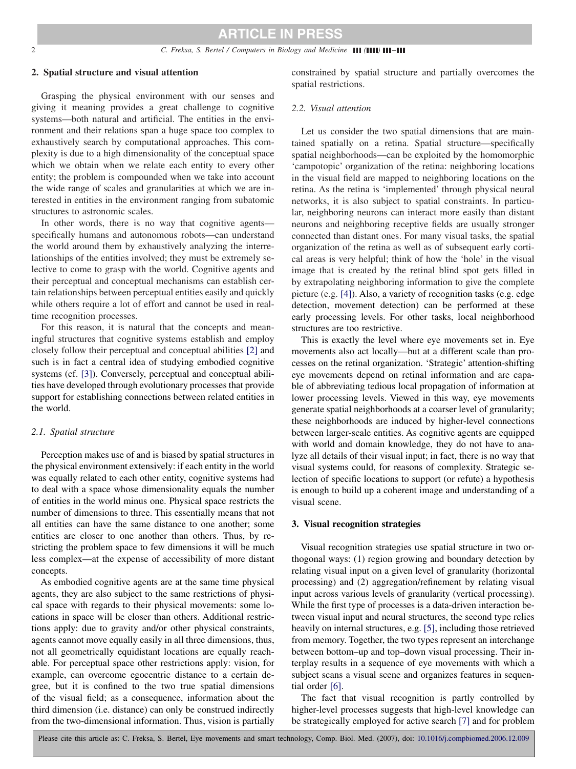## 2. Spatial structure and visual attention

Grasping the physical environment with our senses and giving it meaning provides a great challenge to cognitive systems—both natural and artificial. The entities in the environment and their relations span a huge space too complex to exhaustively search by computational approaches. This complexity is due to a high dimensionality of the conceptual space which we obtain when we relate each entity to every other entity; the problem is compounded when we take into account the wide range of scales and granularities at which we are interested in entities in the environment ranging from subatomic structures to astronomic scales.

In other words, there is no way that cognitive agents—specifically humans and autonomous robots—can understand the world around them by exhaustively analyzing the interrelationships of the entities involved; they must be extremely selective to come to grasp with the world. Cognitive agents and their perceptual and conceptual mechanisms can establish certain relationships between perceptual entities easily and quickly while others require a lot of effort and cannot be used in real-time recognition processes.

For this reason, it is natural that the concepts and meaningful structures that cognitive systems establish and employ closely follow their perceptual and conceptual abilities [2] and such is in fact a central idea of studying embodied cognitive systems (cf. [3]). Conversely, perceptual and conceptual abilities have developed through evolutionary processes that provide support for establishing connections between related entities in the world.

### 2.1. Spatial structure

Perception makes use of and is biased by spatial structures in the physical environment extensively: if each entity in the world was equally related to each other entity, cognitive systems had to deal with a space whose dimensionality equals the number of entities in the world minus one. Physical space restricts the number of dimensions to three. This essentially means that not all entities can have the same distance to one another; some entities are closer to one another than others. Thus, by restricting the problem space to few dimensions it will be much less complex—at the expense of accessibility of more distant concepts.

As embodied cognitive agents are at the same time physical agents, they are also subject to the same restrictions of physical space with regards to their physical movements: some locations in space will be closer than others. Additional restrictions apply: due to gravity and/or other physical constraints, agents cannot move equally easily in all three dimensions, thus, not all geometrically equidistant locations are equally reachable. For perceptual space other restrictions apply: vision, for example, can overcome egocentric distance to a certain degree, but it is confined to the two true spatial dimensions of the visual field; as a consequence, information about the third dimension (i.e. distance) can only be construed indirectly from the two-dimensional information. Thus, vision is partially constrained by spatial structure and partially overcomes the spatial restrictions.

### 2.2. Visual attention

Let us consider the two spatial dimensions that are maintained spatially on a retina. Spatial structure—specifically spatial neighborhoods—can be exploited by the homomorphic 'campotopic' organization of the retina: neighboring locations in the visual field are mapped to neighboring locations on the retina. As the retina is 'implemented' through physical neural networks, it is also subject to spatial constraints. In particular, neighboring neurons can interact more easily than distant neurons and neighboring receptive fields are usually stronger connected than distant ones. For many visual tasks, the spatial organization of the retina as well as of subsequent early cortical areas is very helpful; think of how the 'hole' in the visual image that is created by the retinal blind spot gets filled in by extrapolating neighboring information to give the complete picture (e.g. [4]). Also, a variety of recognition tasks (e.g. edge detection, movement detection) can be performed at these early processing levels. For other tasks, local neighborhood structures are too restrictive.

This is exactly the level where eye movements set in. Eye movements also act locally—but at a different scale than processes on the retinal organization. 'Strategic' attention-shifting eye movements depend on retinal information and are capable of abbreviating tedious local propagation of information at lower processing levels. Viewed in this way, eye movements generate spatial neighborhoods at a coarser level of granularity; these neighborhoods are induced by higher-level connections between larger-scale entities. As cognitive agents are equipped with world and domain knowledge, they do not have to analyze all details of their visual input; in fact, there is no way that visual systems could, for reasons of complexity. Strategic selection of specific locations to support (or refute) a hypothesis is enough to build up a coherent image and understanding of a visual scene.

## 3. Visual recognition strategies

Visual recognition strategies use spatial structure in two orthogonal ways: (1) region growing and boundary detection by relating visual input on a given level of granularity (horizontal processing) and (2) aggregation/refinement by relating visual input across various levels of granularity (vertical processing). While the first type of processes is a data-driven interaction between visual input and neural structures, the second type relies heavily on internal structures, e.g. [5], including those retrieved from memory. Together, the two types represent an interchange between bottom–up and top–down visual processing. Their interplay results in a sequence of eye movements with which a subject scans a visual scene and organizes features in sequential order [6].

The fact that visual recognition is partly controlled by higher-level processes suggests that high-level knowledge can be strategically employed for active search [7] and for problem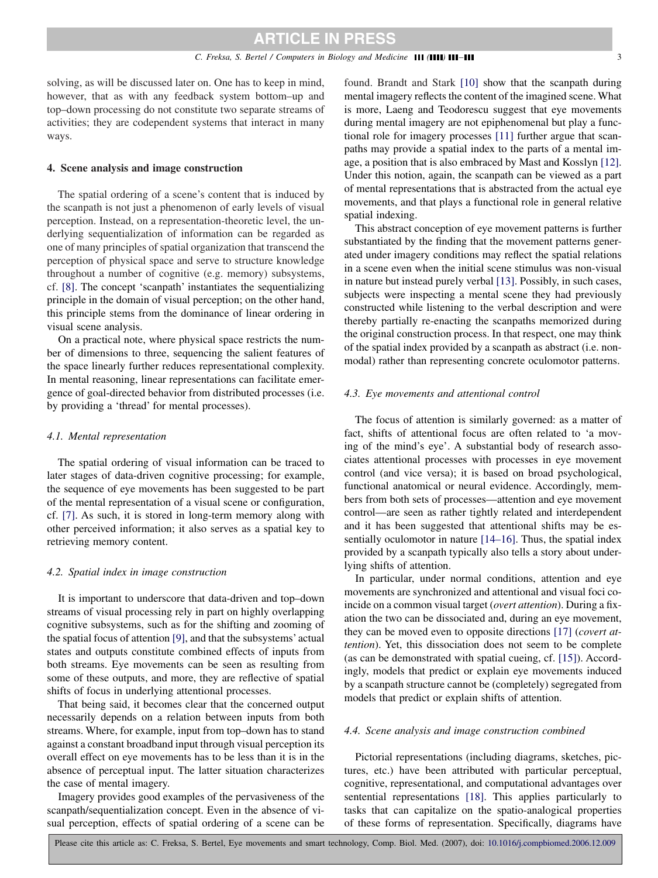solving, as will be discussed later on. One has to keep in mind, however, that as with any feedback system bottom–up and top–down processing do not constitute two separate streams of activities; they are codependent systems that interact in many ways.

## 4. Scene analysis and image construction

The spatial ordering of a scene's content that is induced by the scanpath is not just a phenomenon of early levels of visual perception. Instead, on a representation-theoretic level, the underlying sequentialization of information can be regarded as one of many principles of spatial organization that transcend the perception of physical space and serve to structure knowledge throughout a number of cognitive (e.g. memory) subsystems, cf. [8]. The concept 'scanpath' instantiates the sequentializing principle in the domain of visual perception; on the other hand, this principle stems from the dominance of linear ordering in visual scene analysis.

On a practical note, where physical space restricts the number of dimensions to three, sequencing the salient features of the space linearly further reduces representational complexity. In mental reasoning, linear representations can facilitate emergence of goal-directed behavior from distributed processes (i.e. by providing a 'thread' for mental processes).

### 4.1. Mental representation

The spatial ordering of visual information can be traced to later stages of data-driven cognitive processing; for example, the sequence of eye movements has been suggested to be part of the mental representation of a visual scene or configuration, cf. [7]. As such, it is stored in long-term memory along with other perceived information; it also serves as a spatial key to retrieving memory content.

### 4.2. Spatial index in image construction

It is important to underscore that data-driven and top–down streams of visual processing rely in part on highly overlapping cognitive subsystems, such as for the shifting and zooming of the spatial focus of attention [9], and that the subsystems' actual states and outputs constitute combined effects of inputs from both streams. Eye movements can be seen as resulting from some of these outputs, and more, they are reflective of spatial shifts of focus in underlying attentional processes.

That being said, it becomes clear that the concerned output necessarily depends on a relation between inputs from both streams. Where, for example, input from top–down has to stand against a constant broadband input through visual perception its overall effect on eye movements has to be less than it is in the absence of perceptual input. The latter situation characterizes the case of mental imagery.

Imagery provides good examples of the pervasiveness of the scanpath/sequentialization concept. Even in the absence of visual perception, effects of spatial ordering of a scene can be found. Brandt and Stark [10] show that the scanpath during mental imagery reflects the content of the imagined scene. What is more, Laeng and Teodorescu suggest that eye movements during mental imagery are not epiphenomenal but play a functional role for imagery processes [11] further argue that scanpaths may provide a spatial index to the parts of a mental image, a position that is also embraced by Mast and Kosslyn [12]. Under this notion, again, the scanpath can be viewed as a part of mental representations that is abstracted from the actual eye movements, and that plays a functional role in general relative spatial indexing.

This abstract conception of eye movement patterns is further substantiated by the finding that the movement patterns generated under imagery conditions may reflect the spatial relations in a scene even when the initial scene stimulus was non-visual in nature but instead purely verbal [13]. Possibly, in such cases, subjects were inspecting a mental scene they had previously constructed while listening to the verbal description and were thereby partially re-enacting the scanpaths memorized during the original construction process. In that respect, one may think of the spatial index provided by a scanpath as abstract (i.e. non-modal) rather than representing concrete oculomotor patterns.

### 4.3. Eye movements and attentional control

The focus of attention is similarly governed: as a matter of fact, shifts of attentional focus are often related to 'a moving of the mind's eye'. A substantial body of research associates attentional processes with processes in eye movement control (and vice versa); it is based on broad psychological, functional anatomical or neural evidence. Accordingly, members from both sets of processes—attention and eye movement control—are seen as rather tightly related and interdependent and it has been suggested that attentional shifts may be essentially oculomotor in nature [14–16]. Thus, the spatial index provided by a scanpath typically also tells a story about underlying shifts of attention.

In particular, under normal conditions, attention and eye movements are synchronized and attentional and visual foci coincide on a common visual target (*overt attention*). During a fixation the two can be dissociated and, during an eye movement, they can be moved even to opposite directions [17] (*covert attention*). Yet, this dissociation does not seem to be complete (as can be demonstrated with spatial cueing, cf. [15]). Accordingly, models that predict or explain eye movements induced by a scanpath structure cannot be (completely) segregated from models that predict or explain shifts of attention.

### 4.4. Scene analysis and image construction combined

Pictorial representations (including diagrams, sketches, pictures, etc.) have been attributed with particular perceptual, cognitive, representational, and computational advantages over sentential representations [18]. This applies particularly to tasks that can capitalize on the spatio-analogical properties of these forms of representation. Specifically, diagrams have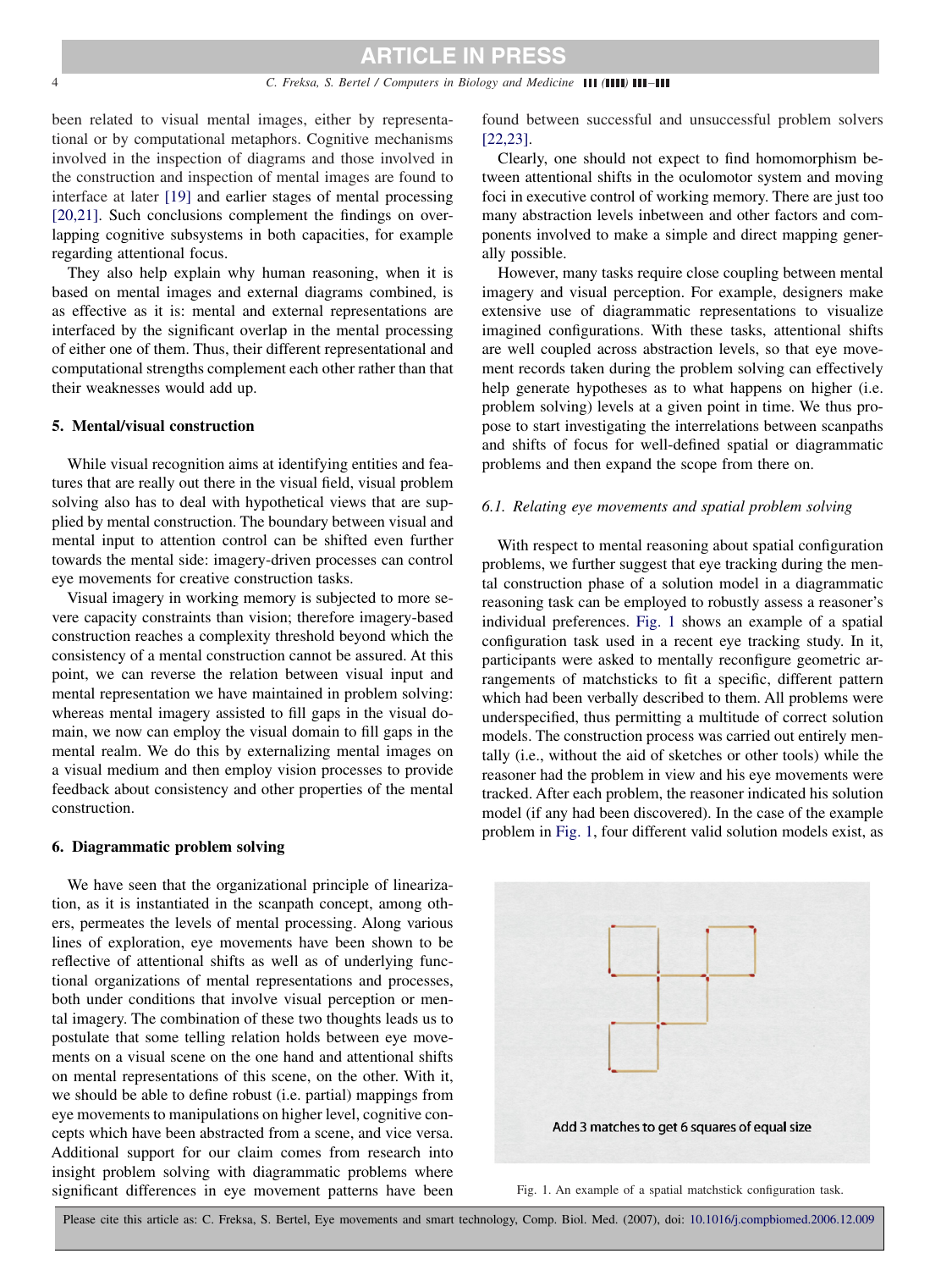been related to visual mental images, either by representational or by computational metaphors. Cognitive mechanisms involved in the inspection of diagrams and those involved in the construction and inspection of mental images are found to interface at later [19] and earlier stages of mental processing [20,21]. Such conclusions complement the findings on overlapping cognitive subsystems in both capacities, for example regarding attentional focus.

They also help explain why human reasoning, when it is based on mental images and external diagrams combined, is as effective as it is: mental and external representations are interfaced by the significant overlap in the mental processing of either one of them. Thus, their different representational and computational strengths complement each other rather than that their weaknesses would add up.

## 5. Mental/visual construction

While visual recognition aims at identifying entities and features that are really out there in the visual field, visual problem solving also has to deal with hypothetical views that are supplied by mental construction. The boundary between visual and mental input to attention control can be shifted even further towards the mental side: imagery-driven processes can control eye movements for creative construction tasks.

Visual imagery in working memory is subjected to more severe capacity constraints than vision; therefore imagery-based construction reaches a complexity threshold beyond which the consistency of a mental construction cannot be assured. At this point, we can reverse the relation between visual input and mental representation we have maintained in problem solving: whereas mental imagery assisted to fill gaps in the visual domain, we now can employ the visual domain to fill gaps in the mental realm. We do this by externalizing mental images on a visual medium and then employ vision processes to provide feedback about consistency and other properties of the mental construction.

## 6. Diagrammatic problem solving

We have seen that the organizational principle of linearization, as it is instantiated in the scanpath concept, among others, permeates the levels of mental processing. Along various lines of exploration, eye movements have been shown to be reflective of attentional shifts as well as of underlying functional organizations of mental representations and processes, both under conditions that involve visual perception or mental imagery. The combination of these two thoughts leads us to postulate that some telling relation holds between eye movements on a visual scene on the one hand and attentional shifts on mental representations of this scene, on the other. With it, we should be able to define robust (i.e. partial) mappings from eye movements to manipulations on higher level, cognitive concepts which have been abstracted from a scene, and vice versa. Additional support for our claim comes from research into insight problem solving with diagrammatic problems where significant differences in eye movement patterns have been found between successful and unsuccessful problem solvers [22,23].

Clearly, one should not expect to find homomorphism between attentional shifts in the oculomotor system and moving foci in executive control of working memory. There are just too many abstraction levels inbetween and other factors and components involved to make a simple and direct mapping generally possible.

However, many tasks require close coupling between mental imagery and visual perception. For example, designers make extensive use of diagrammatic representations to visualize imagined configurations. With these tasks, attentional shifts are well coupled across abstraction levels, so that eye movement records taken during the problem solving can effectively help generate hypotheses as to what happens on higher (i.e. problem solving) levels at a given point in time. We thus propose to start investigating the interrelations between scanpaths and shifts of focus for well-defined spatial or diagrammatic problems and then expand the scope from there on.

### 6.1. Relating eye movements and spatial problem solving

With respect to mental reasoning about spatial configuration problems, we further suggest that eye tracking during the mental construction phase of a solution model in a diagrammatic reasoning task can be employed to robustly assess a reasoner's individual preferences. Fig. 1 shows an example of a spatial configuration task used in a recent eye tracking study. In it, participants were asked to mentally reconfigure geometric arrangements of matchsticks to fit a specific, different pattern which had been verbally described to them. All problems were underspecified, thus permitting a multitude of correct solution models. The construction process was carried out entirely mentally (i.e., without the aid of sketches or other tools) while the reasoner had the problem in view and his eye movements were tracked. After each problem, the reasoner indicated his solution model (if any had been discovered). In the case of the example problem in Fig. 1, four different valid solution models exist, as

Add 3 matches to get 6 squares of equal size

Fig. 1. An example of a spatial matchstick configuration task.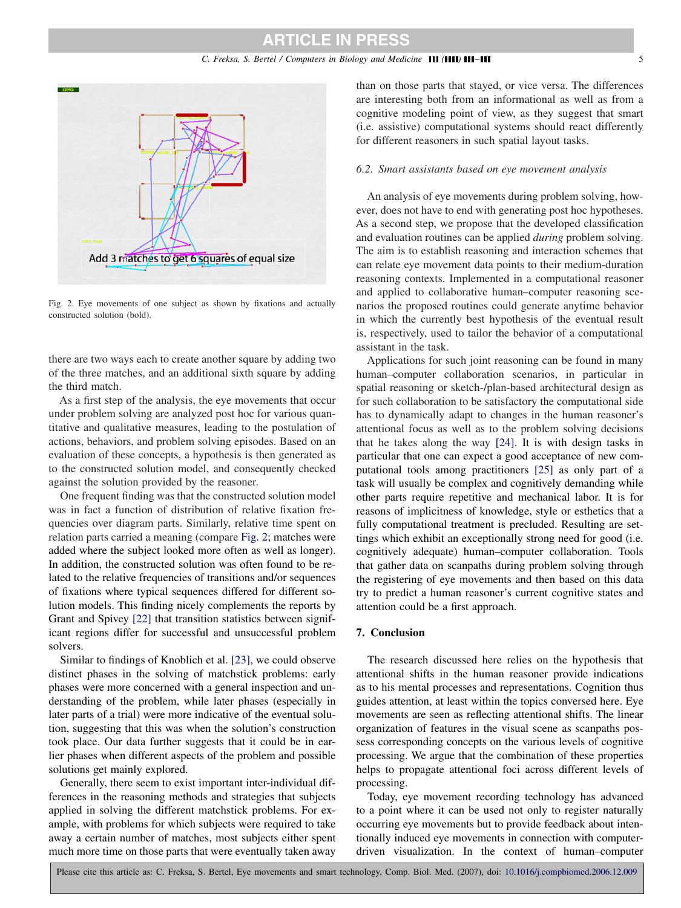Fig. 2. Eye movements of one subject as shown by fixations and actually constructed solution (bold).

there are two ways each to create another square by adding two of the three matches, and an additional sixth square by adding the third match.

As a first step of the analysis, the eye movements that occur under problem solving are analyzed post hoc for various quantitative and qualitative measures, leading to the postulation of actions, behaviors, and problem solving episodes. Based on an evaluation of these concepts, a hypothesis is then generated as to the constructed solution model, and consequently checked against the solution provided by the reasoner.

One frequent finding was that the constructed solution model was in fact a function of distribution of relative fixation frequencies over diagram parts. Similarly, relative time spent on relation parts carried a meaning (compare Fig. 2; matches were added where the subject looked more often as well as longer). In addition, the constructed solution was often found to be related to the relative frequencies of transitions and/or sequences of fixations where typical sequences differed for different solution models. This finding nicely complements the reports by Grant and Spivey [22] that transition statistics between significant regions differ for successful and unsuccessful problem solvers.

Similar to findings of Knoblich et al. [23], we could observe distinct phases in the solving of matchstick problems: early phases were more concerned with a general inspection and understanding of the problem, while later phases (especially in later parts of a trial) were more indicative of the eventual solution, suggesting that this was when the solution's construction took place. Our data further suggests that it could be in earlier phases when different aspects of the problem and possible solutions get mainly explored.

Generally, there seem to exist important inter-individual differences in the reasoning methods and strategies that subjects applied in solving the different matchstick problems. For example, with problems for which subjects were required to take away a certain number of matches, most subjects either spent much more time on those parts that were eventually taken away than on those parts that stayed, or vice versa. The differences are interesting both from an informational as well as from a cognitive modeling point of view, as they suggest that smart (i.e. assistive) computational systems should react differently for different reasoners in such spatial layout tasks.

### 6.2. *Smart assistants based on eye movement analysis*

An analysis of eye movements during problem solving, however, does not have to end with generating post hoc hypotheses. As a second step, we propose that the developed classification and evaluation routines can be applied *during* problem solving. The aim is to establish reasoning and interaction schemes that can relate eye movement data points to their medium-duration reasoning contexts. Implemented in a computational reasoner and applied to collaborative human–computer reasoning scenarios the proposed routines could generate anytime behavior in which the currently best hypothesis of the eventual result is, respectively, used to tailor the behavior of a computational assistant in the task.

Applications for such joint reasoning can be found in many human–computer collaboration scenarios, in particular in spatial reasoning or sketch-/plan-based architectural design as for such collaboration to be satisfactory the computational side has to dynamically adapt to changes in the human reasoner's attentional focus as well as to the problem solving decisions that he takes along the way [24]. It is with design tasks in particular that one can expect a good acceptance of new computational tools among practitioners [25] as only part of a task will usually be complex and cognitively demanding while other parts require repetitive and mechanical labor. It is for reasons of implicitness of knowledge, style or esthetics that a fully computational treatment is precluded. Resulting are settings which exhibit an exceptionally strong need for good (i.e. cognitively adequate) human–computer collaboration. Tools that gather data on scanpaths during problem solving through the registering of eye movements and then based on this data try to predict a human reasoner's current cognitive states and attention could be a first approach.

## 7. Conclusion

The research discussed here relies on the hypothesis that attentional shifts in the human reasoner provide indications as to his mental processes and representations. Cognition thus guides attention, at least within the topics conversed here. Eye movements are seen as reflecting attentional shifts. The linear organization of features in the visual scene as scanpaths possess corresponding concepts on the various levels of cognitive processing. We argue that the combination of these properties helps to propagate attentional foci across different levels of processing.

Today, eye movement recording technology has advanced to a point where it can be used not only to register naturally occurring eye movements but to provide feedback about intentionally induced eye movements in connection with computer-driven visualization. In the context of human–computer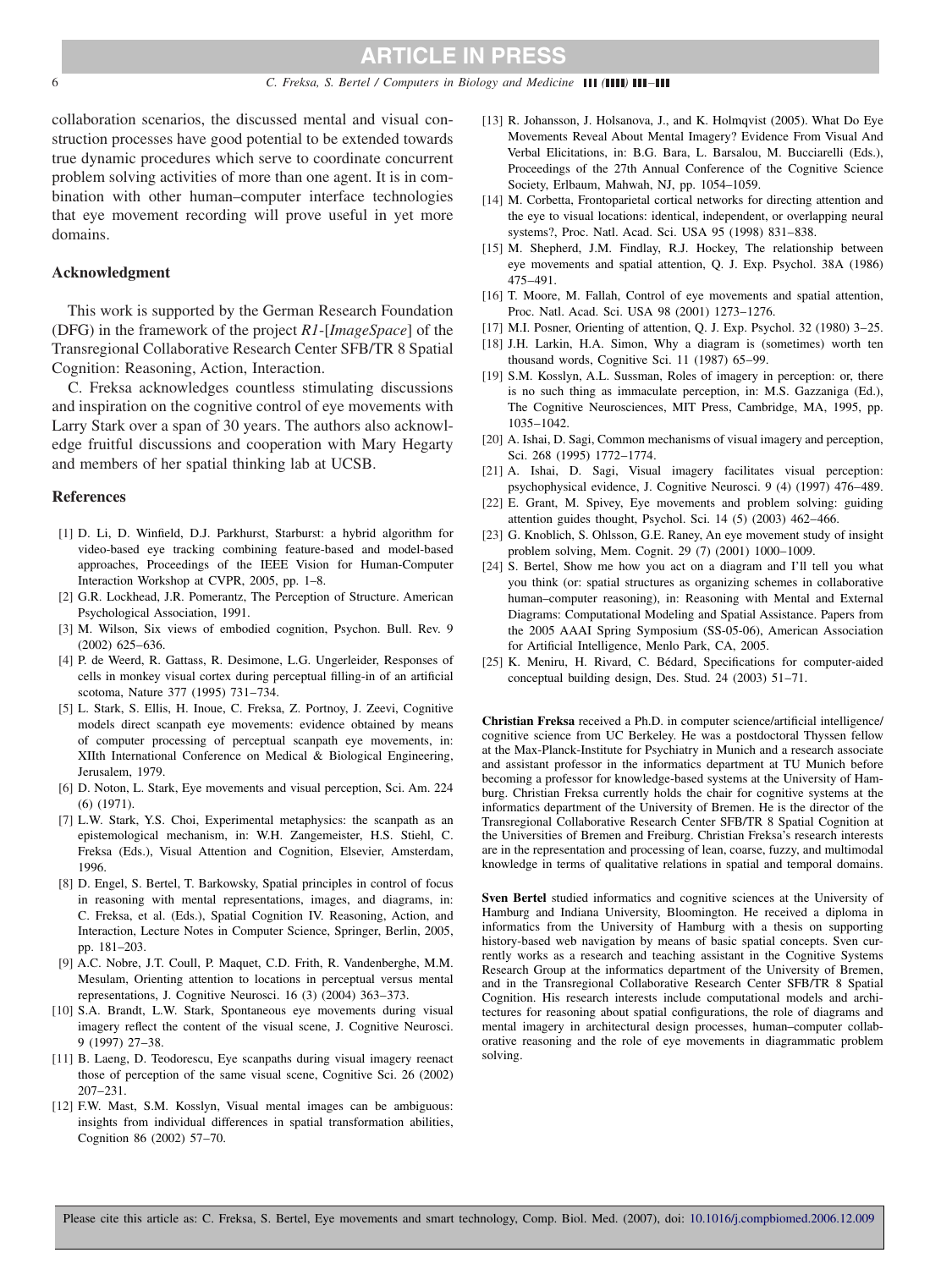collaboration scenarios, the discussed mental and visual construction processes have good potential to be extended towards true dynamic procedures which serve to coordinate concurrent problem solving activities of more than one agent. It is in combination with other human–computer interface technologies that eye movement recording will prove useful in yet more domains.

## Acknowledgment

This work is supported by the German Research Foundation (DFG) in the framework of the project *R1*-[*ImageSpace*] of the Transregional Collaborative Research Center SFB/TR 8 Spatial Cognition: Reasoning, Action, Interaction.

C. Freksa acknowledges countless stimulating discussions and inspiration on the cognitive control of eye movements with Larry Stark over a span of 30 years. The authors also acknowledge fruitful discussions and cooperation with Mary Hegarty and members of her spatial thinking lab at UCSB.

## References

[1] D. Li, D. Winfield, D.J. Parkhurst, Starburst: a hybrid algorithm for video-based eye tracking combining feature-based and model-based approaches, Proceedings of the IEEE Vision for Human-Computer Interaction Workshop at CVPR, 2005, pp. 1–8.

[2] G.R. Lockhead, J.R. Pomerantz, The Perception of Structure. American Psychological Association, 1991.

[3] M. Wilson, Six views of embodied cognition, Psychon. Bull. Rev. 9 (2002) 625–636.

[4] P. de Weerd, R. Gattass, R. Desimone, L.G. Ungerleider, Responses of cells in monkey visual cortex during perceptual filling-in of an artificial scotoma, Nature 377 (1995) 731–734.

[5] L. Stark, S. Ellis, H. Inoue, C. Freksa, Z. Portnoy, J. Zeevi, Cognitive models direct scanpath eye movements: evidence obtained by means of computer processing of perceptual scanpath eye movements, in: XIIth International Conference on Medical & Biological Engineering, Jerusalem, 1979.

[6] D. Noton, L. Stark, Eye movements and visual perception, Sci. Am. 224 (6) (1971).

[7] L.W. Stark, Y.S. Choi, Experimental metaphysics: the scanpath as an epistemological mechanism, in: W.H. Zangemeister, H.S. Stiehl, C. Freksa (Eds.), Visual Attention and Cognition, Elsevier, Amsterdam, 1996.

[8] D. Engel, S. Bertel, T. Barkowsky, Spatial principles in control of focus in reasoning with mental representations, images, and diagrams, in: C. Freksa, et al. (Eds.), Spatial Cognition IV. Reasoning, Action, and Interaction, Lecture Notes in Computer Science, Springer, Berlin, 2005, pp. 181–203.

[9] A.C. Nobre, J.T. Coull, P. Maquet, C.D. Frith, R. Vandenberghe, M.M. Mesulam, Orienting attention to locations in perceptual versus mental representations, J. Cognitive Neurosci. 16 (3) (2004) 363–373.

[10] S.A. Brandt, L.W. Stark, Spontaneous eye movements during visual imagery reflect the content of the visual scene, J. Cognitive Neurosci. 9 (1997) 27–38.

[11] B. Laeng, D. Teodorescu, Eye scanpaths during visual imagery reenact those of perception of the same visual scene, Cognitive Sci. 26 (2002) 207–231.

[12] F.W. Mast, S.M. Kosslyn, Visual mental images can be ambiguous: insights from individual differences in spatial transformation abilities, Cognition 86 (2002) 57–70.

[13] R. Johansson, J. Holsanova, J., and K. Holmqvist (2005). What Do Eye Movements Reveal About Mental Imagery? Evidence From Visual And Verbal Elicitations, in: B.G. Bara, L. Barsalou, M. Bucciarelli (Eds.), Proceedings of the 27th Annual Conference of the Cognitive Science Society, Erlbaum, Mahwah, NJ, pp. 1054–1059.

[14] M. Corbetta, Frontoparietal cortical networks for directing attention and the eye to visual locations: identical, independent, or overlapping neural systems?, Proc. Natl. Acad. Sci. USA 95 (1998) 831–838.

[15] M. Shepherd, J.M. Findlay, R.J. Hockey, The relationship between eye movements and spatial attention, Q. J. Exp. Psychol. 38A (1986) 475–491.

[16] T. Moore, M. Fallah, Control of eye movements and spatial attention, Proc. Natl. Acad. Sci. USA 98 (2001) 1273–1276.

[17] M.I. Posner, Orienting of attention, Q. J. Exp. Psychol. 32 (1980) 3–25.

[18] J.H. Larkin, H.A. Simon, Why a diagram is (sometimes) worth ten thousand words, Cognitive Sci. 11 (1987) 65–99.

[19] S.M. Kosslyn, A.L. Sussman, Roles of imagery in perception: or, there is no such thing as immaculate perception, in: M.S. Gazzaniga (Ed.), The Cognitive Neurosciences, MIT Press, Cambridge, MA, 1995, pp. 1035–1042.

[20] A. Ishai, D. Sagi, Common mechanisms of visual imagery and perception, Sci. 268 (1995) 1772–1774.

[21] A. Ishai, D. Sagi, Visual imagery facilitates visual perception: psychophysical evidence, J. Cognitive Neurosci. 9 (4) (1997) 476–489.

[22] E. Grant, M. Spivey, Eye movements and problem solving: guiding attention guides thought, Psychol. Sci. 14 (5) (2003) 462–466.

[23] G. Knoblich, S. Ohlsson, G.E. Raney, An eye movement study of insight problem solving, Mem. Cognit. 29 (7) (2001) 1000–1009.

[24] S. Bertel, Show me how you act on a diagram and I'll tell you what you think (or: spatial structures as organizing schemes in collaborative human–computer reasoning), in: Reasoning with Mental and External Diagrams: Computational Modeling and Spatial Assistance. Papers from the 2005 AAAI Spring Symposium (SS-05-06), American Association for Artificial Intelligence, Menlo Park, CA, 2005.

[25] K. Meniru, H. Rivard, C. Bédard, Specifications for computer-aided conceptual building design, Des. Stud. 24 (2003) 51–71.

**Christian Freksa** received a Ph.D. in computer science/artificial intelligence/cognitive science from UC Berkeley. He was a postdoctoral Thyssen fellow at the Max-Planck-Institute for Psychiatry in Munich and a research associate and assistant professor in the informatics department at TU Munich before becoming a professor for knowledge-based systems at the University of Hamburg. Christian Freksa currently holds the chair for cognitive systems at the informatics department of the University of Bremen. He is the director of the Transregional Collaborative Research Center SFB/TR 8 Spatial Cognition at the Universities of Bremen and Freiburg. Christian Freksa's research interests are in the representation and processing of lean, coarse, fuzzy, and multimodal knowledge in terms of qualitative relations in spatial and temporal domains.

**Sven Bertel** studied informatics and cognitive sciences at the University of Hamburg and Indiana University, Bloomington. He received a diploma in informatics from the University of Hamburg with a thesis on supporting history-based web navigation by means of basic spatial concepts. Sven currently works as a research and teaching assistant in the Cognitive Systems Research Group at the informatics department of the University of Bremen, and in the Transregional Collaborative Research Center SFB/TR 8 Spatial Cognition. His research interests include computational models and architectures for reasoning about spatial configurations, the role of diagrams and mental imagery in architectural design processes, human–computer collaborative reasoning and the role of eye movements in diagrammatic problem solving.

Please cite this article as: C. Freksa, S. Bertel, Eye movements and smart technology, Comp. Biol. Med. (2007), doi: 10.1016/j.compbiomed.2006.12.009